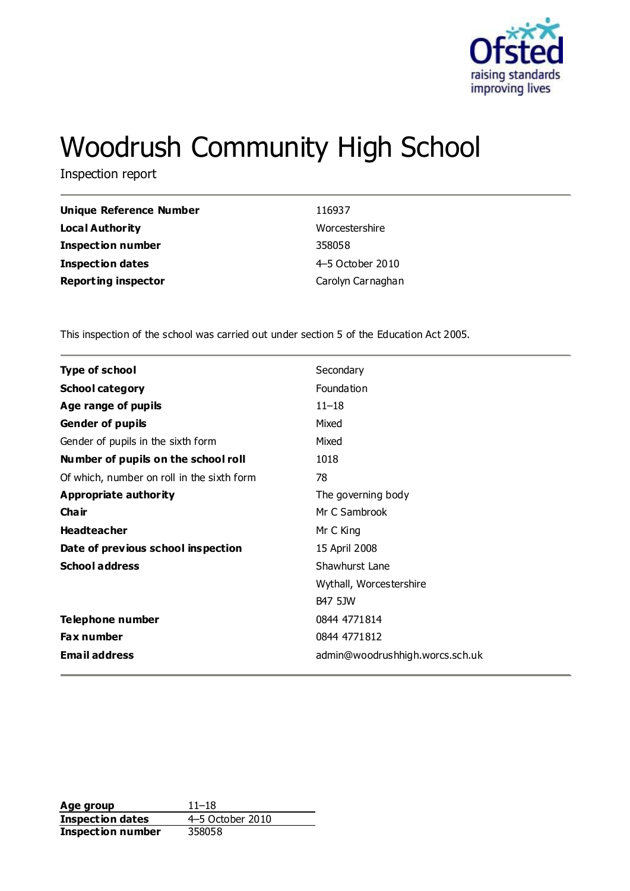# Woodrush Community High School

Inspection report

| | |
|---|---|
| **Unique Reference Number** | 116937 |
| **Local Authority** | Worcestershire |
| **Inspection number** | 358058 |
| **Inspection dates** | 4–5 October 2010 |
| **Reporting inspector** | Carolyn Carnaghan |

This inspection of the school was carried out under section 5 of the Education Act 2005.

| | |
|---|---|
| **Type of school** | Secondary |
| **School category** | Foundation |
| **Age range of pupils** | 11–18 |
| **Gender of pupils** | Mixed |
| Gender of pupils in the sixth form | Mixed |
| **Number of pupils on the school roll** | 1018 |
| Of which, number on roll in the sixth form | 78 |
| **Appropriate authority** | The governing body |
| **Chair** | Mr C Sambrook |
| **Headteacher** | Mr C King |
| **Date of previous school inspection** | 15 April 2008 |
| **School address** | Shawhurst Lane |
| | Wythall, Worcestershire |
| | B47 5JW |
| **Telephone number** | 0844 4771814 |
| **Fax number** | 0844 4771812 |
| **Email address** | admin@woodrushhigh.worcs.sch.uk |

| | |
|---|---|
| **Age group** | 11–18 |
| **Inspection dates** | 4–5 October 2010 |
| **Inspection number** | 358058 |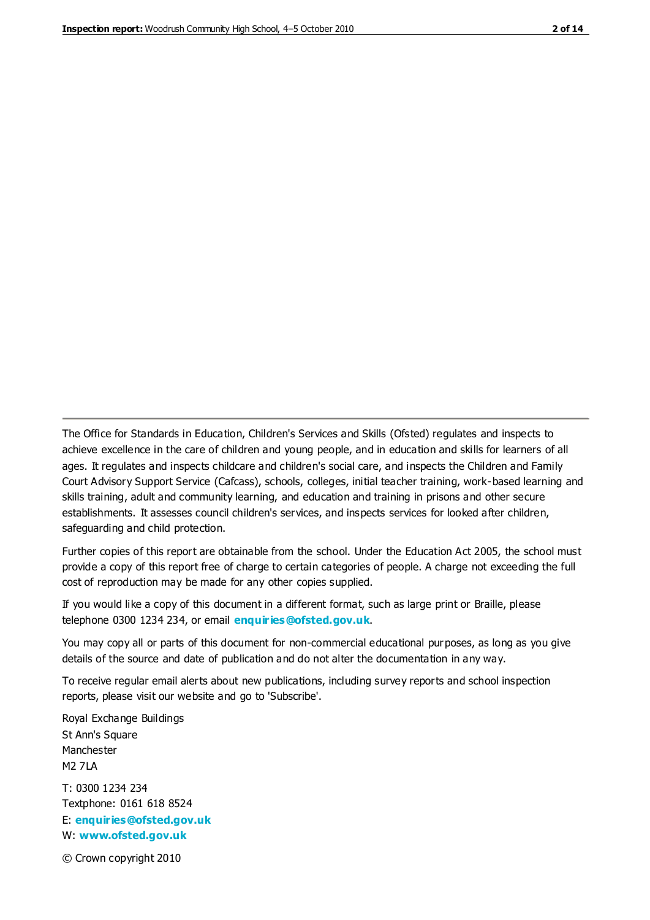The Office for Standards in Education, Children's Services and Skills (Ofsted) regulates and inspects to achieve excellence in the care of children and young people, and in education and skills for learners of all ages. It regulates and inspects childcare and children's social care, and inspects the Children and Family Court Advisory Support Service (Cafcass), schools, colleges, initial teacher training, work-based learning and skills training, adult and community learning, and education and training in prisons and other secure establishments. It assesses council children's services, and inspects services for looked after children, safeguarding and child protection.

Further copies of this report are obtainable from the school. Under the Education Act 2005, the school must provide a copy of this report free of charge to certain categories of people. A charge not exceeding the full cost of reproduction may be made for any other copies supplied.

If you would like a copy of this document in a different format, such as large print or Braille, please telephone 0300 1234 234, or email **enquiries@ofsted.gov.uk**.

You may copy all or parts of this document for non-commercial educational purposes, as long as you give details of the source and date of publication and do not alter the documentation in any way.

To receive regular email alerts about new publications, including survey reports and school inspection reports, please visit our website and go to 'Subscribe'.

Royal Exchange Buildings
St Ann's Square
Manchester
M2 7LA

T: 0300 1234 234
Textphone: 0161 618 8524
E: **enquiries@ofsted.gov.uk**
W: **www.ofsted.gov.uk**

© Crown copyright 2010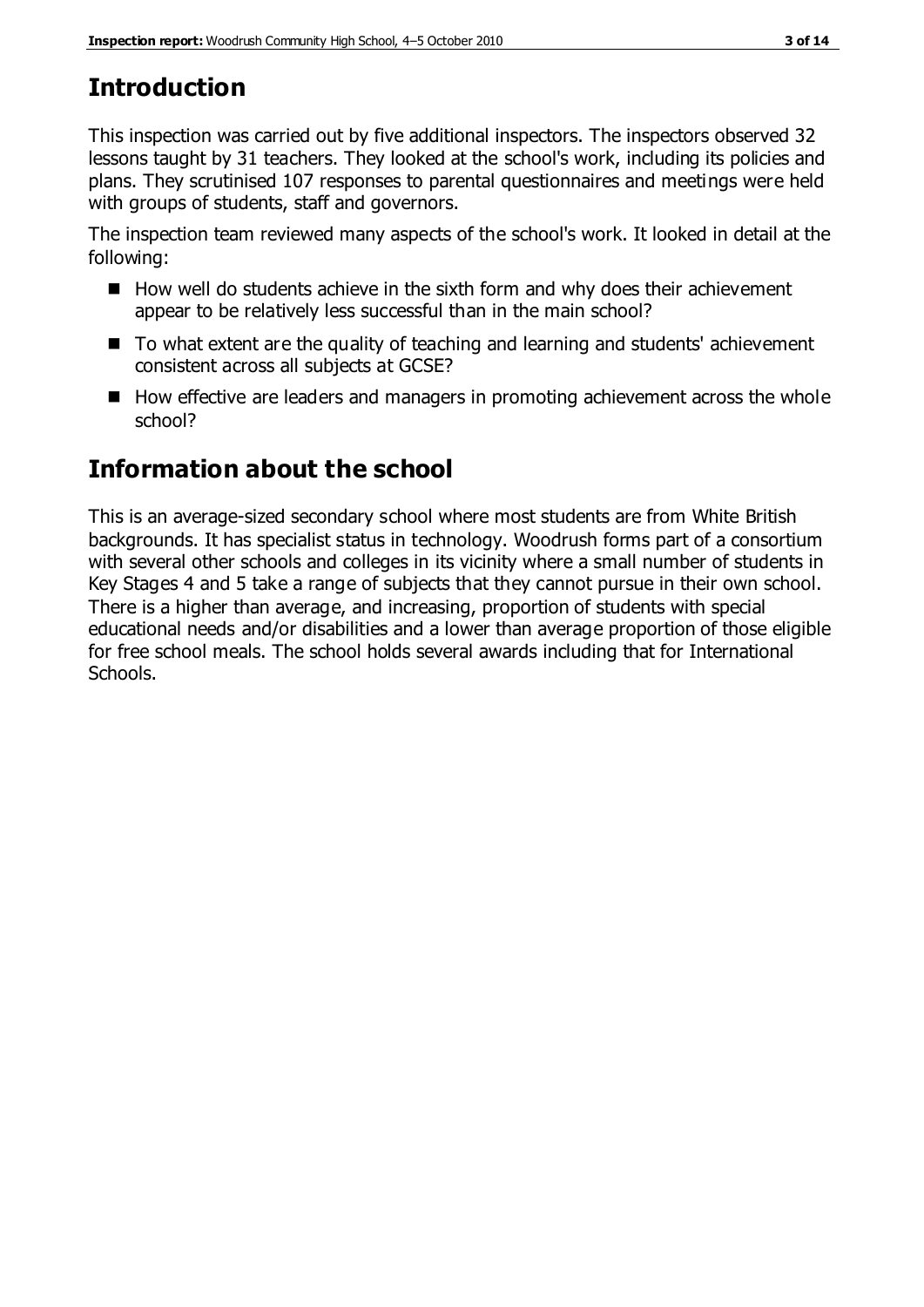# Introduction

This inspection was carried out by five additional inspectors. The inspectors observed 32 lessons taught by 31 teachers. They looked at the school's work, including its policies and plans. They scrutinised 107 responses to parental questionnaires and meetings were held with groups of students, staff and governors.

The inspection team reviewed many aspects of the school's work. It looked in detail at the following:

- How well do students achieve in the sixth form and why does their achievement appear to be relatively less successful than in the main school?
- To what extent are the quality of teaching and learning and students' achievement consistent across all subjects at GCSE?
- How effective are leaders and managers in promoting achievement across the whole school?

# Information about the school

This is an average-sized secondary school where most students are from White British backgrounds. It has specialist status in technology. Woodrush forms part of a consortium with several other schools and colleges in its vicinity where a small number of students in Key Stages 4 and 5 take a range of subjects that they cannot pursue in their own school. There is a higher than average, and increasing, proportion of students with special educational needs and/or disabilities and a lower than average proportion of those eligible for free school meals. The school holds several awards including that for International Schools.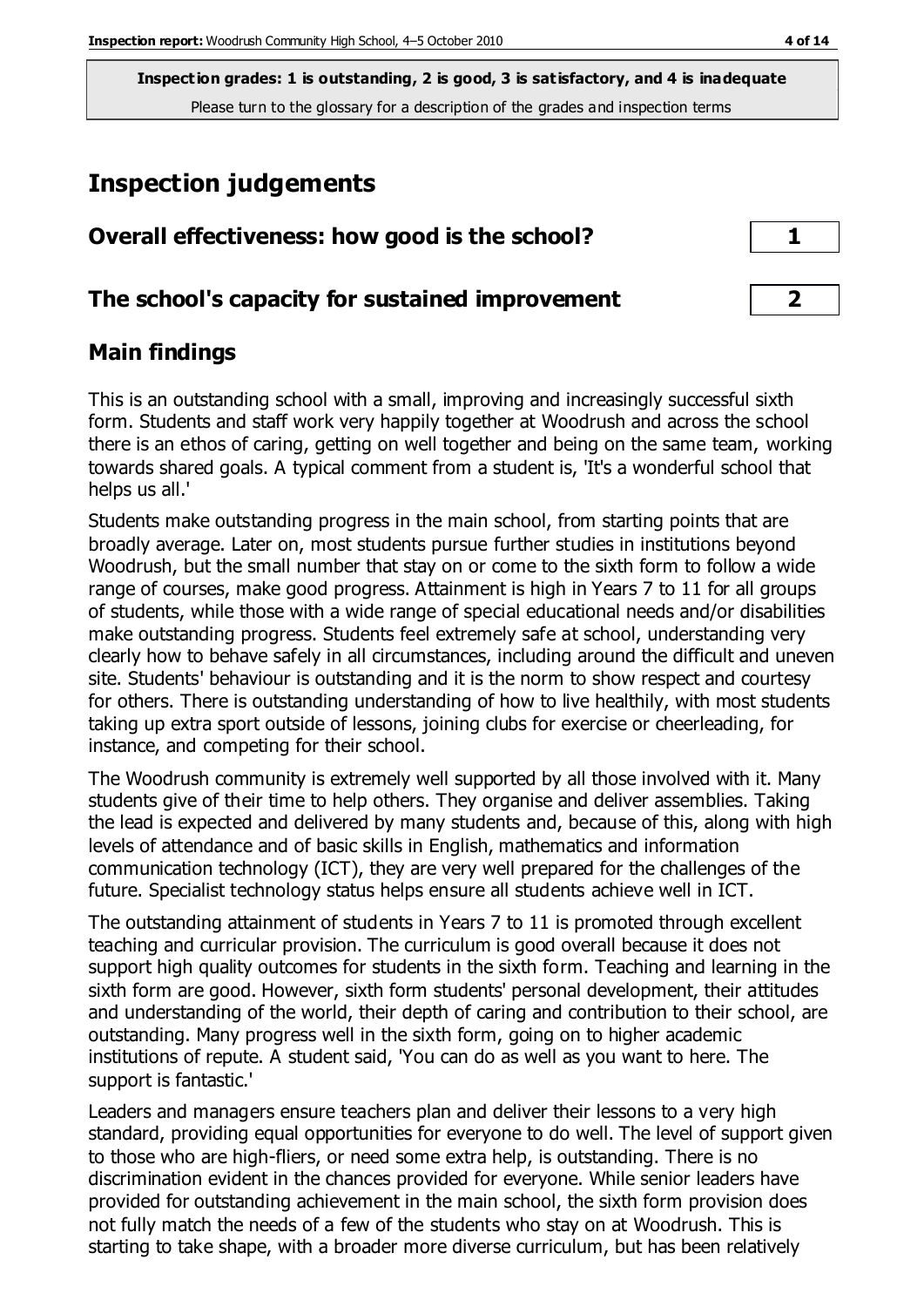**Inspection grades: 1 is outstanding, 2 is good, 3 is satisfactory, and 4 is inadequate**
Please turn to the glossary for a description of the grades and inspection terms

# Inspection judgements

| | |
|---|---|
| **Overall effectiveness: how good is the school?** | **1** |
| **The school's capacity for sustained improvement** | **2** |

## Main findings

This is an outstanding school with a small, improving and increasingly successful sixth form. Students and staff work very happily together at Woodrush and across the school there is an ethos of caring, getting on well together and being on the same team, working towards shared goals. A typical comment from a student is, 'It's a wonderful school that helps us all.'

Students make outstanding progress in the main school, from starting points that are broadly average. Later on, most students pursue further studies in institutions beyond Woodrush, but the small number that stay on or come to the sixth form to follow a wide range of courses, make good progress. Attainment is high in Years 7 to 11 for all groups of students, while those with a wide range of special educational needs and/or disabilities make outstanding progress. Students feel extremely safe at school, understanding very clearly how to behave safely in all circumstances, including around the difficult and uneven site. Students' behaviour is outstanding and it is the norm to show respect and courtesy for others. There is outstanding understanding of how to live healthily, with most students taking up extra sport outside of lessons, joining clubs for exercise or cheerleading, for instance, and competing for their school.

The Woodrush community is extremely well supported by all those involved with it. Many students give of their time to help others. They organise and deliver assemblies. Taking the lead is expected and delivered by many students and, because of this, along with high levels of attendance and of basic skills in English, mathematics and information communication technology (ICT), they are very well prepared for the challenges of the future. Specialist technology status helps ensure all students achieve well in ICT.

The outstanding attainment of students in Years 7 to 11 is promoted through excellent teaching and curricular provision. The curriculum is good overall because it does not support high quality outcomes for students in the sixth form. Teaching and learning in the sixth form are good. However, sixth form students' personal development, their attitudes and understanding of the world, their depth of caring and contribution to their school, are outstanding. Many progress well in the sixth form, going on to higher academic institutions of repute. A student said, 'You can do as well as you want to here. The support is fantastic.'

Leaders and managers ensure teachers plan and deliver their lessons to a very high standard, providing equal opportunities for everyone to do well. The level of support given to those who are high-fliers, or need some extra help, is outstanding. There is no discrimination evident in the chances provided for everyone. While senior leaders have provided for outstanding achievement in the main school, the sixth form provision does not fully match the needs of a few of the students who stay on at Woodrush. This is starting to take shape, with a broader more diverse curriculum, but has been relatively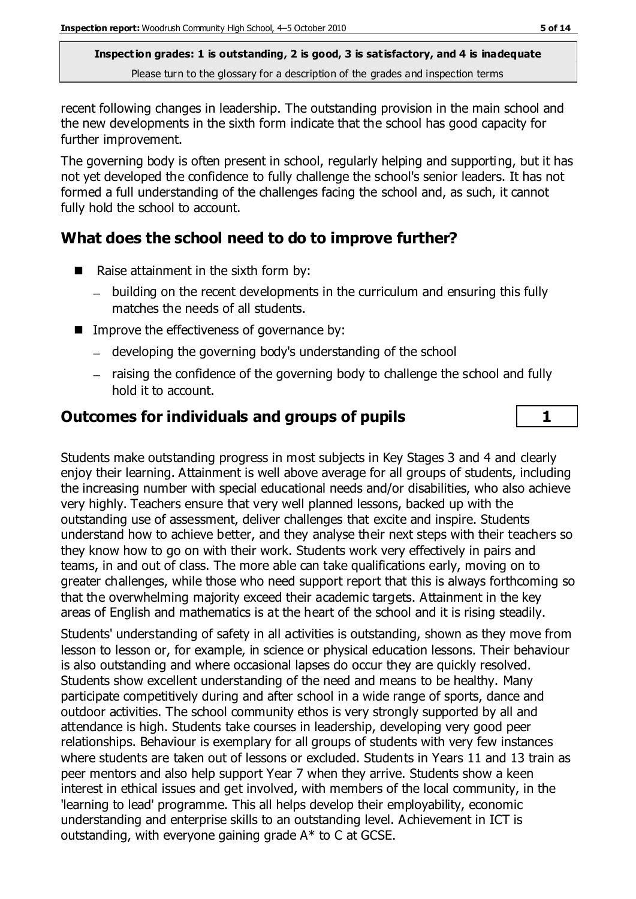recent following changes in leadership. The outstanding provision in the main school and the new developments in the sixth form indicate that the school has good capacity for further improvement.

The governing body is often present in school, regularly helping and supporting, but it has not yet developed the confidence to fully challenge the school's senior leaders. It has not formed a full understanding of the challenges facing the school and, as such, it cannot fully hold the school to account.

## What does the school need to do to improve further?

- Raise attainment in the sixth form by:
  - building on the recent developments in the curriculum and ensuring this fully matches the needs of all students.
- Improve the effectiveness of governance by:
  - developing the governing body's understanding of the school
  - raising the confidence of the governing body to challenge the school and fully hold it to account.

## Outcomes for individuals and groups of pupils — 1

Students make outstanding progress in most subjects in Key Stages 3 and 4 and clearly enjoy their learning. Attainment is well above average for all groups of students, including the increasing number with special educational needs and/or disabilities, who also achieve very highly. Teachers ensure that very well planned lessons, backed up with the outstanding use of assessment, deliver challenges that excite and inspire. Students understand how to achieve better, and they analyse their next steps with their teachers so they know how to go on with their work. Students work very effectively in pairs and teams, in and out of class. The more able can take qualifications early, moving on to greater challenges, while those who need support report that this is always forthcoming so that the overwhelming majority exceed their academic targets. Attainment in the key areas of English and mathematics is at the heart of the school and it is rising steadily.

Students' understanding of safety in all activities is outstanding, shown as they move from lesson to lesson or, for example, in science or physical education lessons. Their behaviour is also outstanding and where occasional lapses do occur they are quickly resolved. Students show excellent understanding of the need and means to be healthy. Many participate competitively during and after school in a wide range of sports, dance and outdoor activities. The school community ethos is very strongly supported by all and attendance is high. Students take courses in leadership, developing very good peer relationships. Behaviour is exemplary for all groups of students with very few instances where students are taken out of lessons or excluded. Students in Years 11 and 13 train as peer mentors and also help support Year 7 when they arrive. Students show a keen interest in ethical issues and get involved, with members of the local community, in the 'learning to lead' programme. This all helps develop their employability, economic understanding and enterprise skills to an outstanding level. Achievement in ICT is outstanding, with everyone gaining grade A* to C at GCSE.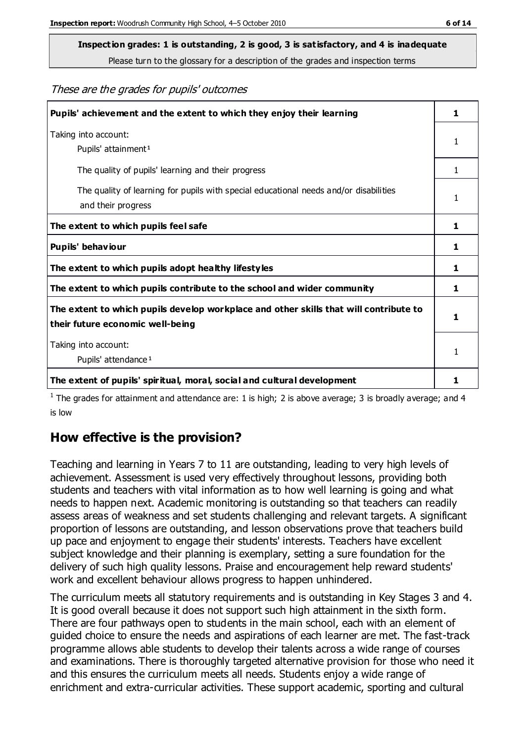**Inspection grades: 1 is outstanding, 2 is good, 3 is satisfactory, and 4 is inadequate**
Please turn to the glossary for a description of the grades and inspection terms

*These are the grades for pupils' outcomes*

| | |
|---|---|
| **Pupils' achievement and the extent to which they enjoy their learning** | **1** |
| Taking into account: Pupils' attainment [1] | 1 |
| The quality of pupils' learning and their progress | 1 |
| The quality of learning for pupils with special educational needs and/or disabilities and their progress | 1 |
| **The extent to which pupils feel safe** | **1** |
| **Pupils' behaviour** | **1** |
| **The extent to which pupils adopt healthy lifestyles** | **1** |
| **The extent to which pupils contribute to the school and wider community** | **1** |
| **The extent to which pupils develop workplace and other skills that will contribute to their future economic well-being** | **1** |
| Taking into account: Pupils' attendance [1] | 1 |
| **The extent of pupils' spiritual, moral, social and cultural development** | **1** |

[1] The grades for attainment and attendance are: 1 is high; 2 is above average; 3 is broadly average; and 4 is low

## How effective is the provision?

Teaching and learning in Years 7 to 11 are outstanding, leading to very high levels of achievement. Assessment is used very effectively throughout lessons, providing both students and teachers with vital information as to how well learning is going and what needs to happen next. Academic monitoring is outstanding so that teachers can readily assess areas of weakness and set students challenging and relevant targets. A significant proportion of lessons are outstanding, and lesson observations prove that teachers build up pace and enjoyment to engage their students' interests. Teachers have excellent subject knowledge and their planning is exemplary, setting a sure foundation for the delivery of such high quality lessons. Praise and encouragement help reward students' work and excellent behaviour allows progress to happen unhindered.

The curriculum meets all statutory requirements and is outstanding in Key Stages 3 and 4. It is good overall because it does not support such high attainment in the sixth form. There are four pathways open to students in the main school, each with an element of guided choice to ensure the needs and aspirations of each learner are met. The fast-track programme allows able students to develop their talents across a wide range of courses and examinations. There is thoroughly targeted alternative provision for those who need it and this ensures the curriculum meets all needs. Students enjoy a wide range of enrichment and extra-curricular activities. These support academic, sporting and cultural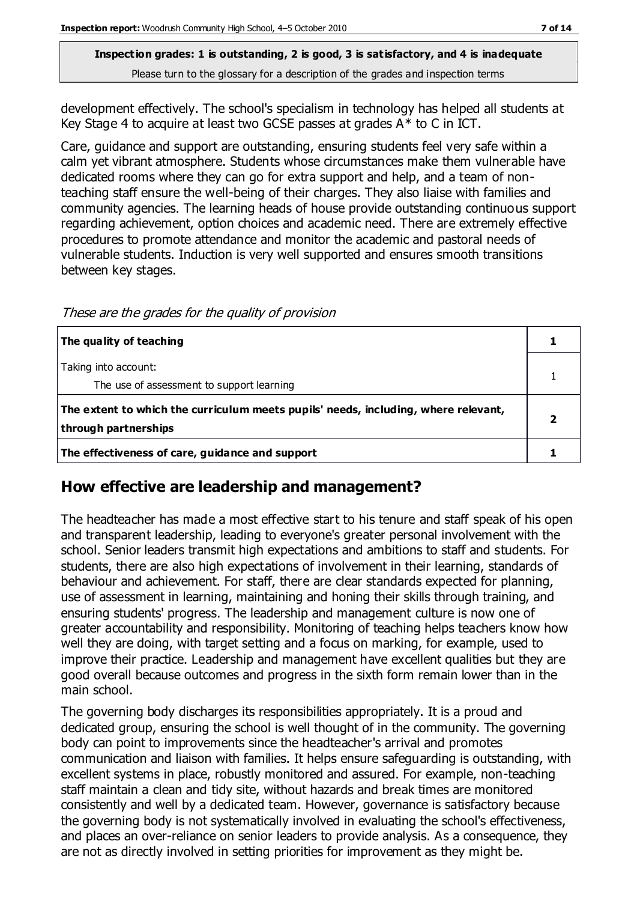**Inspection grades: 1 is outstanding, 2 is good, 3 is satisfactory, and 4 is inadequate**
Please turn to the glossary for a description of the grades and inspection terms

development effectively. The school's specialism in technology has helped all students at Key Stage 4 to acquire at least two GCSE passes at grades A* to C in ICT.

Care, guidance and support are outstanding, ensuring students feel very safe within a calm yet vibrant atmosphere. Students whose circumstances make them vulnerable have dedicated rooms where they can go for extra support and help, and a team of non-teaching staff ensure the well-being of their charges. They also liaise with families and community agencies. The learning heads of house provide outstanding continuous support regarding achievement, option choices and academic need. There are extremely effective procedures to promote attendance and monitor the academic and pastoral needs of vulnerable students. Induction is very well supported and ensures smooth transitions between key stages.

*These are the grades for the quality of provision*

| | |
|---|---|
| **The quality of teaching** | **1** |
| Taking into account:<br>The use of assessment to support learning | 1 |
| **The extent to which the curriculum meets pupils' needs, including, where relevant, through partnerships** | **2** |
| **The effectiveness of care, guidance and support** | **1** |

## How effective are leadership and management?

The headteacher has made a most effective start to his tenure and staff speak of his open and transparent leadership, leading to everyone's greater personal involvement with the school. Senior leaders transmit high expectations and ambitions to staff and students. For students, there are also high expectations of involvement in their learning, standards of behaviour and achievement. For staff, there are clear standards expected for planning, use of assessment in learning, maintaining and honing their skills through training, and ensuring students' progress. The leadership and management culture is now one of greater accountability and responsibility. Monitoring of teaching helps teachers know how well they are doing, with target setting and a focus on marking, for example, used to improve their practice. Leadership and management have excellent qualities but they are good overall because outcomes and progress in the sixth form remain lower than in the main school.

The governing body discharges its responsibilities appropriately. It is a proud and dedicated group, ensuring the school is well thought of in the community. The governing body can point to improvements since the headteacher's arrival and promotes communication and liaison with families. It helps ensure safeguarding is outstanding, with excellent systems in place, robustly monitored and assured. For example, non-teaching staff maintain a clean and tidy site, without hazards and break times are monitored consistently and well by a dedicated team. However, governance is satisfactory because the governing body is not systematically involved in evaluating the school's effectiveness, and places an over-reliance on senior leaders to provide analysis. As a consequence, they are not as directly involved in setting priorities for improvement as they might be.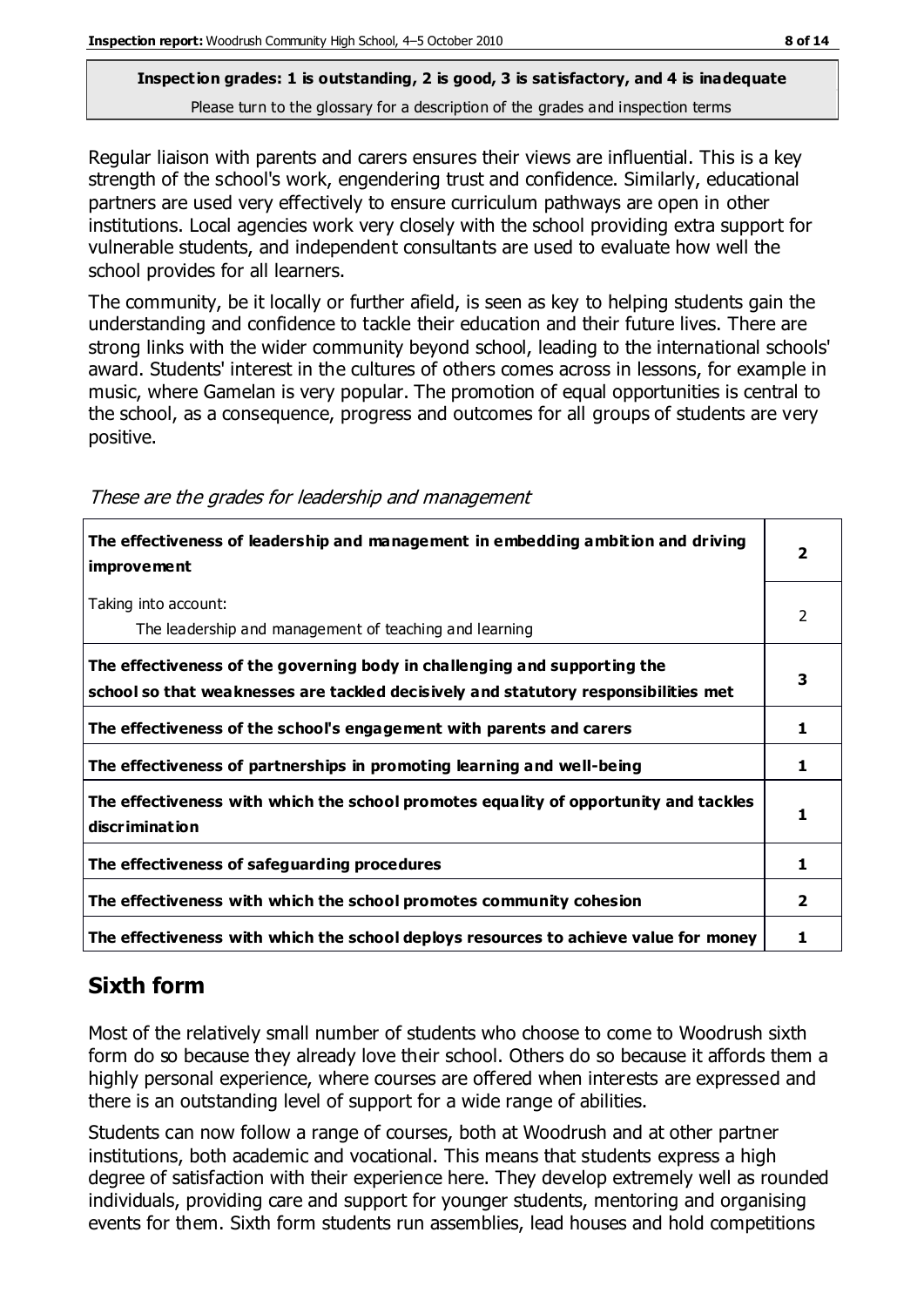**Inspection grades: 1 is outstanding, 2 is good, 3 is satisfactory, and 4 is inadequate**
Please turn to the glossary for a description of the grades and inspection terms

Regular liaison with parents and carers ensures their views are influential. This is a key strength of the school's work, engendering trust and confidence. Similarly, educational partners are used very effectively to ensure curriculum pathways are open in other institutions. Local agencies work very closely with the school providing extra support for vulnerable students, and independent consultants are used to evaluate how well the school provides for all learners.

The community, be it locally or further afield, is seen as key to helping students gain the understanding and confidence to tackle their education and their future lives. There are strong links with the wider community beyond school, leading to the international schools' award. Students' interest in the cultures of others comes across in lessons, for example in music, where Gamelan is very popular. The promotion of equal opportunities is central to the school, as a consequence, progress and outcomes for all groups of students are very positive.

*These are the grades for leadership and management*

| | |
|---|---|
| **The effectiveness of leadership and management in embedding ambition and driving improvement** | **2** |
| Taking into account: The leadership and management of teaching and learning | 2 |
| **The effectiveness of the governing body in challenging and supporting the school so that weaknesses are tackled decisively and statutory responsibilities met** | **3** |
| **The effectiveness of the school's engagement with parents and carers** | **1** |
| **The effectiveness of partnerships in promoting learning and well-being** | **1** |
| **The effectiveness with which the school promotes equality of opportunity and tackles discrimination** | **1** |
| **The effectiveness of safeguarding procedures** | **1** |
| **The effectiveness with which the school promotes community cohesion** | **2** |
| **The effectiveness with which the school deploys resources to achieve value for money** | **1** |

## Sixth form

Most of the relatively small number of students who choose to come to Woodrush sixth form do so because they already love their school. Others do so because it affords them a highly personal experience, where courses are offered when interests are expressed and there is an outstanding level of support for a wide range of abilities.

Students can now follow a range of courses, both at Woodrush and at other partner institutions, both academic and vocational. This means that students express a high degree of satisfaction with their experience here. They develop extremely well as rounded individuals, providing care and support for younger students, mentoring and organising events for them. Sixth form students run assemblies, lead houses and hold competitions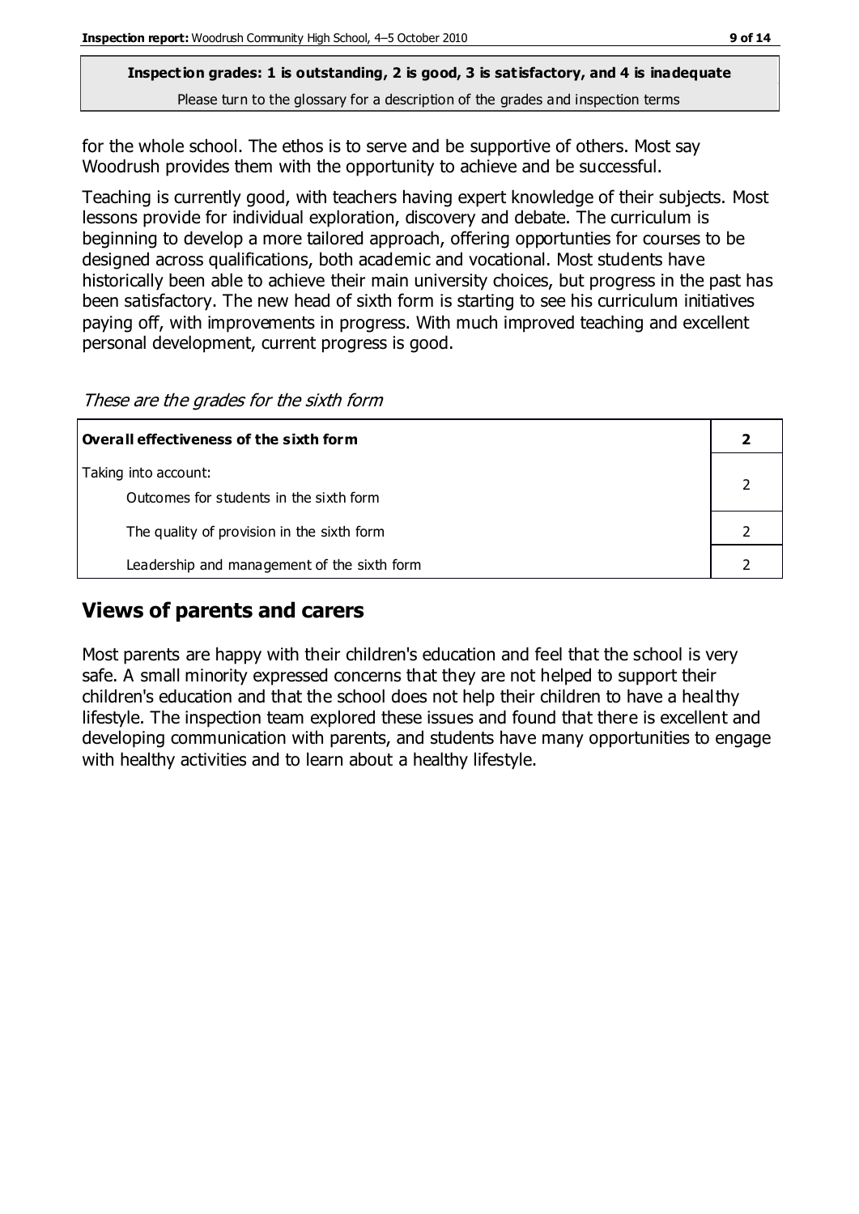**Inspection grades: 1 is outstanding, 2 is good, 3 is satisfactory, and 4 is inadequate**

Please turn to the glossary for a description of the grades and inspection terms

for the whole school. The ethos is to serve and be supportive of others. Most say Woodrush provides them with the opportunity to achieve and be successful.

Teaching is currently good, with teachers having expert knowledge of their subjects. Most lessons provide for individual exploration, discovery and debate. The curriculum is beginning to develop a more tailored approach, offering opportunties for courses to be designed across qualifications, both academic and vocational. Most students have historically been able to achieve their main university choices, but progress in the past has been satisfactory. The new head of sixth form is starting to see his curriculum initiatives paying off, with improvements in progress. With much improved teaching and excellent personal development, current progress is good.

*These are the grades for the sixth form*

| **Overall effectiveness of the sixth form** | **2** |
|---|---|
| Taking into account:<br>Outcomes for students in the sixth form | 2 |
| The quality of provision in the sixth form | 2 |
| Leadership and management of the sixth form | 2 |

## Views of parents and carers

Most parents are happy with their children's education and feel that the school is very safe. A small minority expressed concerns that they are not helped to support their children's education and that the school does not help their children to have a healthy lifestyle. The inspection team explored these issues and found that there is excellent and developing communication with parents, and students have many opportunities to engage with healthy activities and to learn about a healthy lifestyle.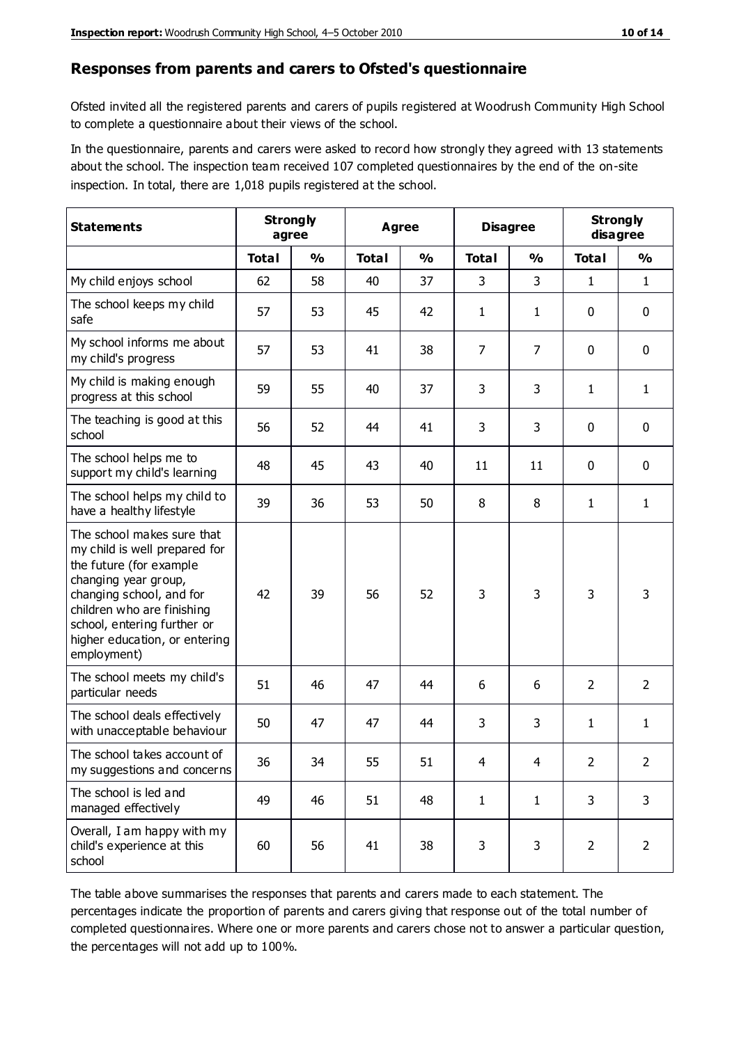## Responses from parents and carers to Ofsted's questionnaire

Ofsted invited all the registered parents and carers of pupils registered at Woodrush Community High School to complete a questionnaire about their views of the school.

In the questionnaire, parents and carers were asked to record how strongly they agreed with 13 statements about the school. The inspection team received 107 completed questionnaires by the end of the on-site inspection. In total, there are 1,018 pupils registered at the school.

| Statements | Strongly agree | | Agree | | Disagree | | Strongly disagree | |
|---|---|---|---|---|---|---|---|---|
| | Total | % | Total | % | Total | % | Total | % |
| My child enjoys school | 62 | 58 | 40 | 37 | 3 | 3 | 1 | 1 |
| The school keeps my child safe | 57 | 53 | 45 | 42 | 1 | 1 | 0 | 0 |
| My school informs me about my child's progress | 57 | 53 | 41 | 38 | 7 | 7 | 0 | 0 |
| My child is making enough progress at this school | 59 | 55 | 40 | 37 | 3 | 3 | 1 | 1 |
| The teaching is good at this school | 56 | 52 | 44 | 41 | 3 | 3 | 0 | 0 |
| The school helps me to support my child's learning | 48 | 45 | 43 | 40 | 11 | 11 | 0 | 0 |
| The school helps my child to have a healthy lifestyle | 39 | 36 | 53 | 50 | 8 | 8 | 1 | 1 |
| The school makes sure that my child is well prepared for the future (for example changing year group, changing school, and for children who are finishing school, entering further or higher education, or entering employment) | 42 | 39 | 56 | 52 | 3 | 3 | 3 | 3 |
| The school meets my child's particular needs | 51 | 46 | 47 | 44 | 6 | 6 | 2 | 2 |
| The school deals effectively with unacceptable behaviour | 50 | 47 | 47 | 44 | 3 | 3 | 1 | 1 |
| The school takes account of my suggestions and concerns | 36 | 34 | 55 | 51 | 4 | 4 | 2 | 2 |
| The school is led and managed effectively | 49 | 46 | 51 | 48 | 1 | 1 | 3 | 3 |
| Overall, I am happy with my child's experience at this school | 60 | 56 | 41 | 38 | 3 | 3 | 2 | 2 |

The table above summarises the responses that parents and carers made to each statement. The percentages indicate the proportion of parents and carers giving that response out of the total number of completed questionnaires. Where one or more parents and carers chose not to answer a particular question, the percentages will not add up to 100%.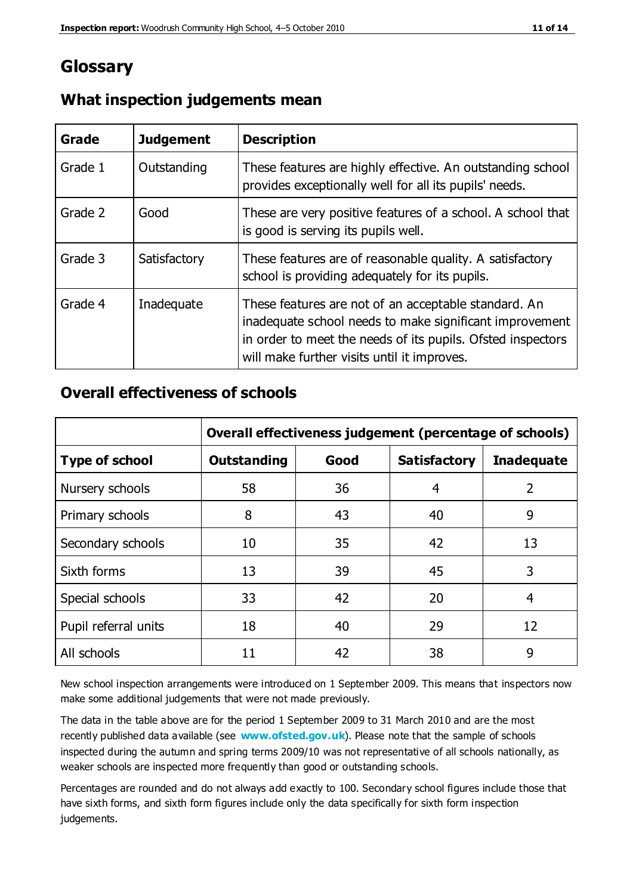# Glossary

## What inspection judgements mean

| Grade | Judgement | Description |
|---|---|---|
| Grade 1 | Outstanding | These features are highly effective. An outstanding school provides exceptionally well for all its pupils' needs. |
| Grade 2 | Good | These are very positive features of a school. A school that is good is serving its pupils well. |
| Grade 3 | Satisfactory | These features are of reasonable quality. A satisfactory school is providing adequately for its pupils. |
| Grade 4 | Inadequate | These features are not of an acceptable standard. An inadequate school needs to make significant improvement in order to meet the needs of its pupils. Ofsted inspectors will make further visits until it improves. |

## Overall effectiveness of schools

| | Overall effectiveness judgement (percentage of schools) | | | |
|---|---|---|---|---|
| **Type of school** | **Outstanding** | **Good** | **Satisfactory** | **Inadequate** |
| Nursery schools | 58 | 36 | 4 | 2 |
| Primary schools | 8 | 43 | 40 | 9 |
| Secondary schools | 10 | 35 | 42 | 13 |
| Sixth forms | 13 | 39 | 45 | 3 |
| Special schools | 33 | 42 | 20 | 4 |
| Pupil referral units | 18 | 40 | 29 | 12 |
| All schools | 11 | 42 | 38 | 9 |

New school inspection arrangements were introduced on 1 September 2009. This means that inspectors now make some additional judgements that were not made previously.

The data in the table above are for the period 1 September 2009 to 31 March 2010 and are the most recently published data available (see **www.ofsted.gov.uk**). Please note that the sample of schools inspected during the autumn and spring terms 2009/10 was not representative of all schools nationally, as weaker schools are inspected more frequently than good or outstanding schools.

Percentages are rounded and do not always add exactly to 100. Secondary school figures include those that have sixth forms, and sixth form figures include only the data specifically for sixth form inspection judgements.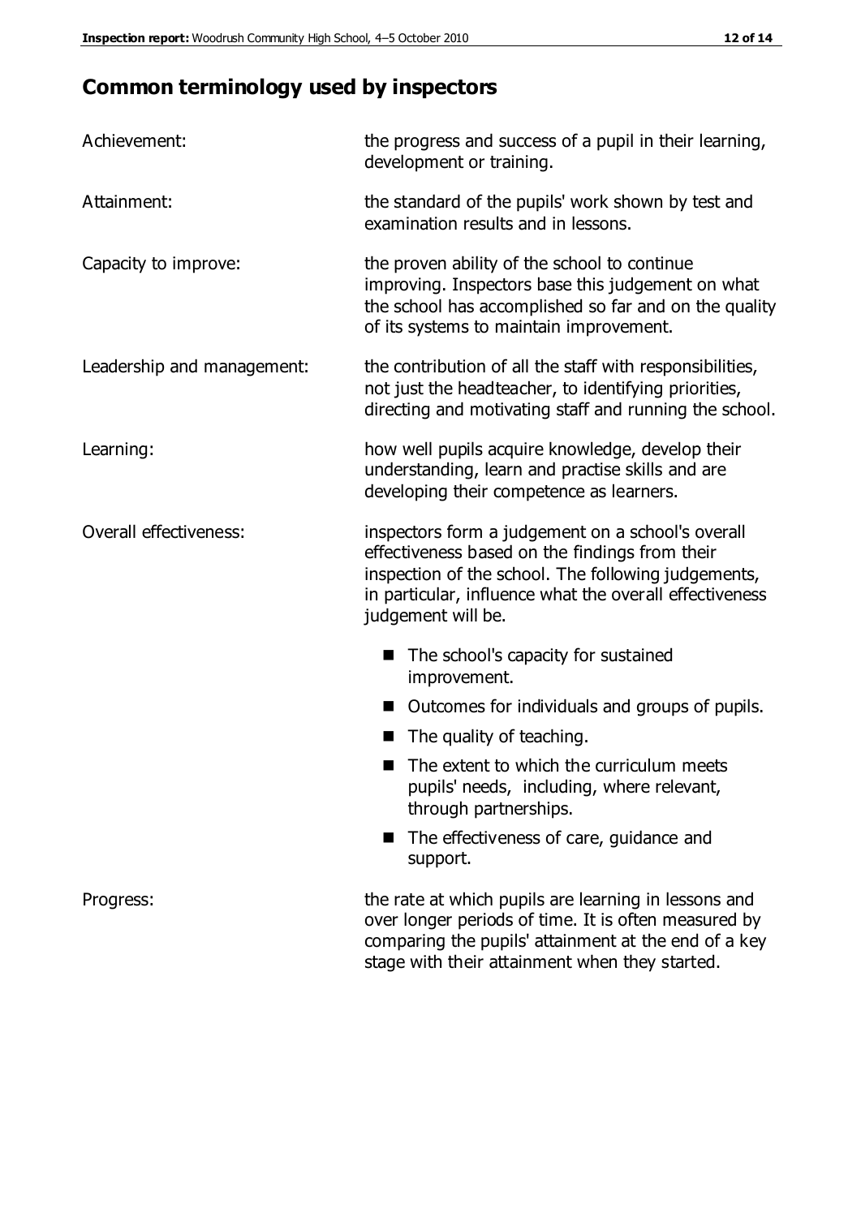## Common terminology used by inspectors

| | |
|---|---|
| Achievement: | the progress and success of a pupil in their learning, development or training. |
| Attainment: | the standard of the pupils' work shown by test and examination results and in lessons. |
| Capacity to improve: | the proven ability of the school to continue improving. Inspectors base this judgement on what the school has accomplished so far and on the quality of its systems to maintain improvement. |
| Leadership and management: | the contribution of all the staff with responsibilities, not just the headteacher, to identifying priorities, directing and motivating staff and running the school. |
| Learning: | how well pupils acquire knowledge, develop their understanding, learn and practise skills and are developing their competence as learners. |
| Overall effectiveness: | inspectors form a judgement on a school's overall effectiveness based on the findings from their inspection of the school. The following judgements, in particular, influence what the overall effectiveness judgement will be.<br>■ The school's capacity for sustained improvement.<br>■ Outcomes for individuals and groups of pupils.<br>■ The quality of teaching.<br>■ The extent to which the curriculum meets pupils' needs, including, where relevant, through partnerships.<br>■ The effectiveness of care, guidance and support. |
| Progress: | the rate at which pupils are learning in lessons and over longer periods of time. It is often measured by comparing the pupils' attainment at the end of a key stage with their attainment when they started. |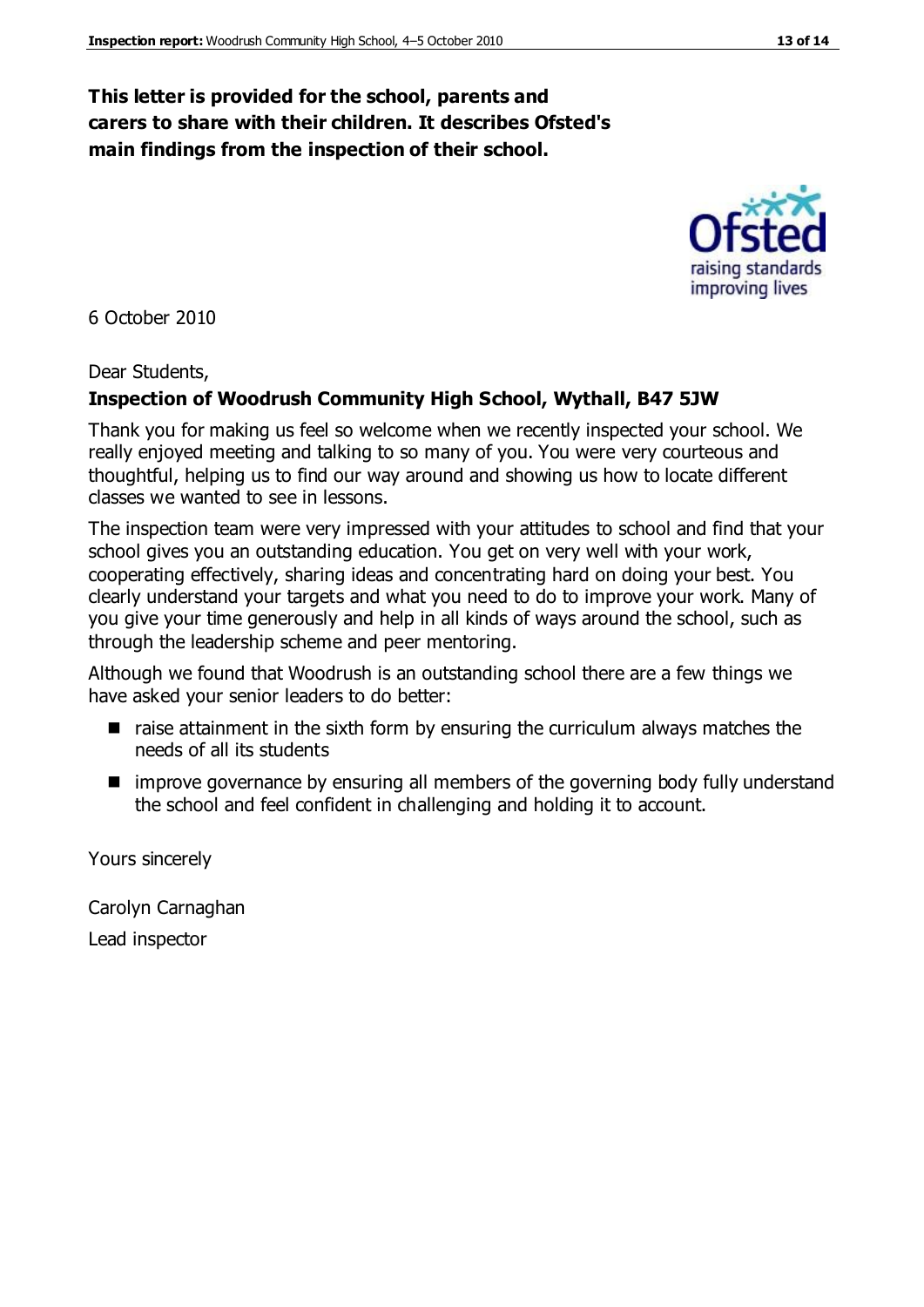**This letter is provided for the school, parents and carers to share with their children. It describes Ofsted's main findings from the inspection of their school.**

6 October 2010

Dear Students,

**Inspection of Woodrush Community High School, Wythall, B47 5JW**

Thank you for making us feel so welcome when we recently inspected your school. We really enjoyed meeting and talking to so many of you. You were very courteous and thoughtful, helping us to find our way around and showing us how to locate different classes we wanted to see in lessons.

The inspection team were very impressed with your attitudes to school and find that your school gives you an outstanding education. You get on very well with your work, cooperating effectively, sharing ideas and concentrating hard on doing your best. You clearly understand your targets and what you need to do to improve your work. Many of you give your time generously and help in all kinds of ways around the school, such as through the leadership scheme and peer mentoring.

Although we found that Woodrush is an outstanding school there are a few things we have asked your senior leaders to do better:

- raise attainment in the sixth form by ensuring the curriculum always matches the needs of all its students
- improve governance by ensuring all members of the governing body fully understand the school and feel confident in challenging and holding it to account.

Yours sincerely

Carolyn Carnaghan

Lead inspector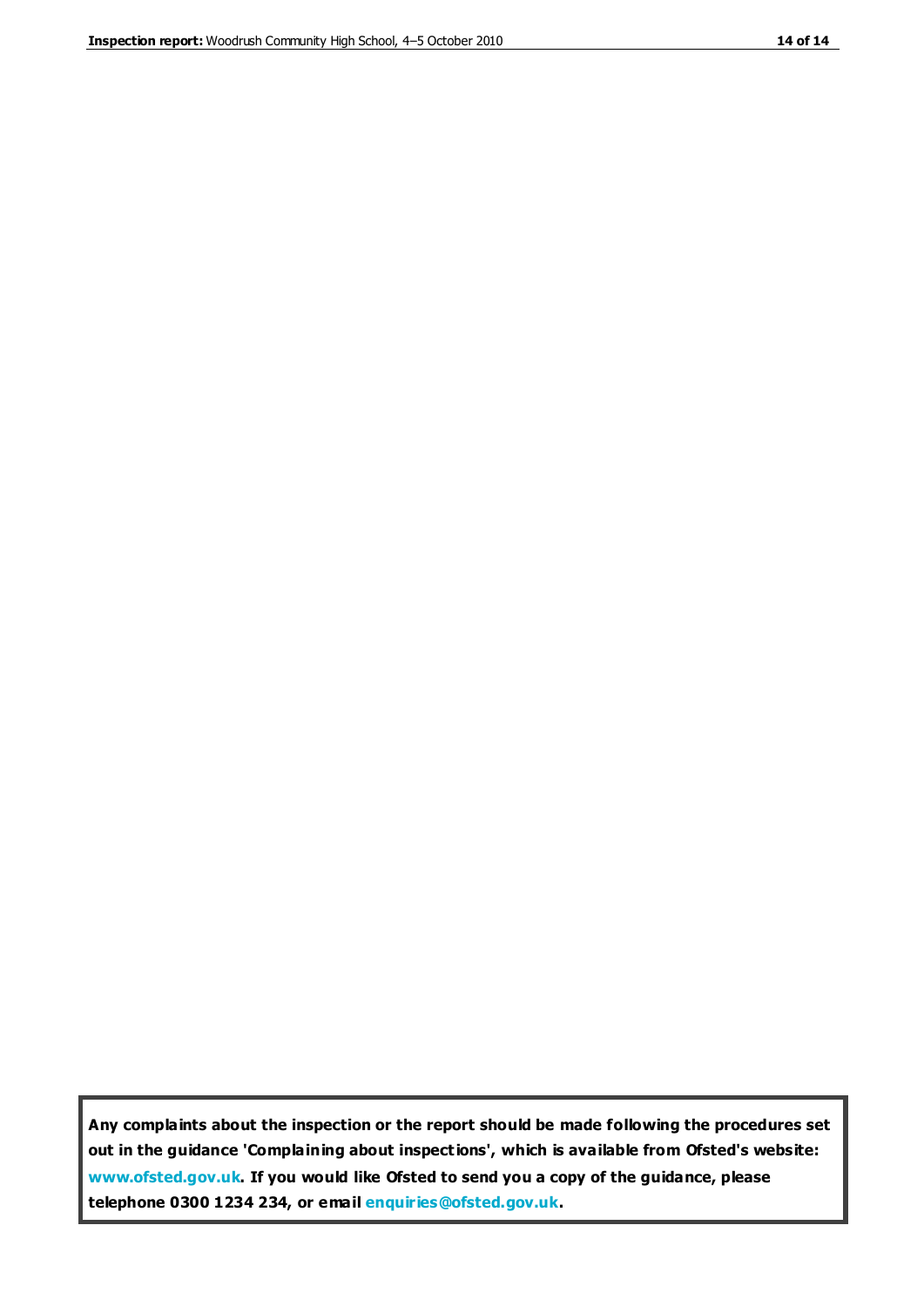**Any complaints about the inspection or the report should be made following the procedures set out in the guidance 'Complaining about inspections', which is available from Ofsted's website: www.ofsted.gov.uk. If you would like Ofsted to send you a copy of the guidance, please telephone 0300 1234 234, or email enquiries@ofsted.gov.uk.**